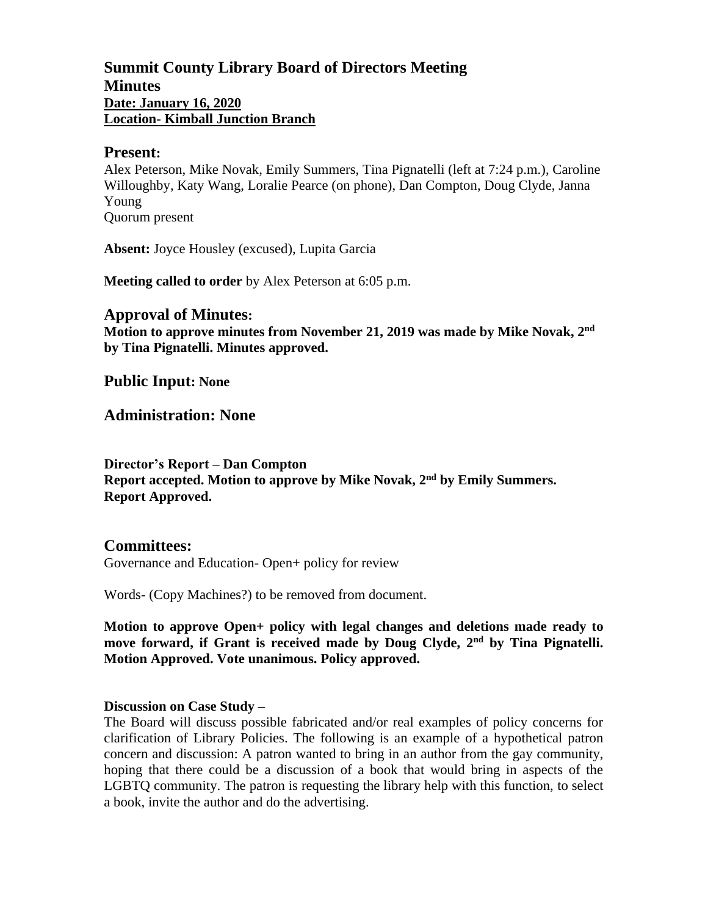# Summit County Library Board of Directors Meeting
# Minutes

**Date: January 16, 2020**
**Location- Kimball Junction Branch**

## Present:

Alex Peterson, Mike Novak, Emily Summers, Tina Pignatelli (left at 7:24 p.m.), Caroline Willoughby, Katy Wang, Loralie Pearce (on phone), Dan Compton, Doug Clyde, Janna Young
Quorum present

**Absent:** Joyce Housley (excused), Lupita Garcia

**Meeting called to order** by Alex Peterson at 6:05 p.m.

## Approval of Minutes:

**Motion to approve minutes from November 21, 2019 was made by Mike Novak, 2nd by Tina Pignatelli. Minutes approved.**

## Public Input: None

## Administration: None

**Director's Report – Dan Compton**
**Report accepted. Motion to approve by Mike Novak, 2nd by Emily Summers. Report Approved.**

## Committees:

Governance and Education- Open+ policy for review

Words- (Copy Machines?) to be removed from document.

**Motion to approve Open+ policy with legal changes and deletions made ready to move forward, if Grant is received made by Doug Clyde, 2nd by Tina Pignatelli. Motion Approved. Vote unanimous. Policy approved.**

**Discussion on Case Study –**

The Board will discuss possible fabricated and/or real examples of policy concerns for clarification of Library Policies. The following is an example of a hypothetical patron concern and discussion: A patron wanted to bring in an author from the gay community, hoping that there could be a discussion of a book that would bring in aspects of the LGBTQ community. The patron is requesting the library help with this function, to select a book, invite the author and do the advertising.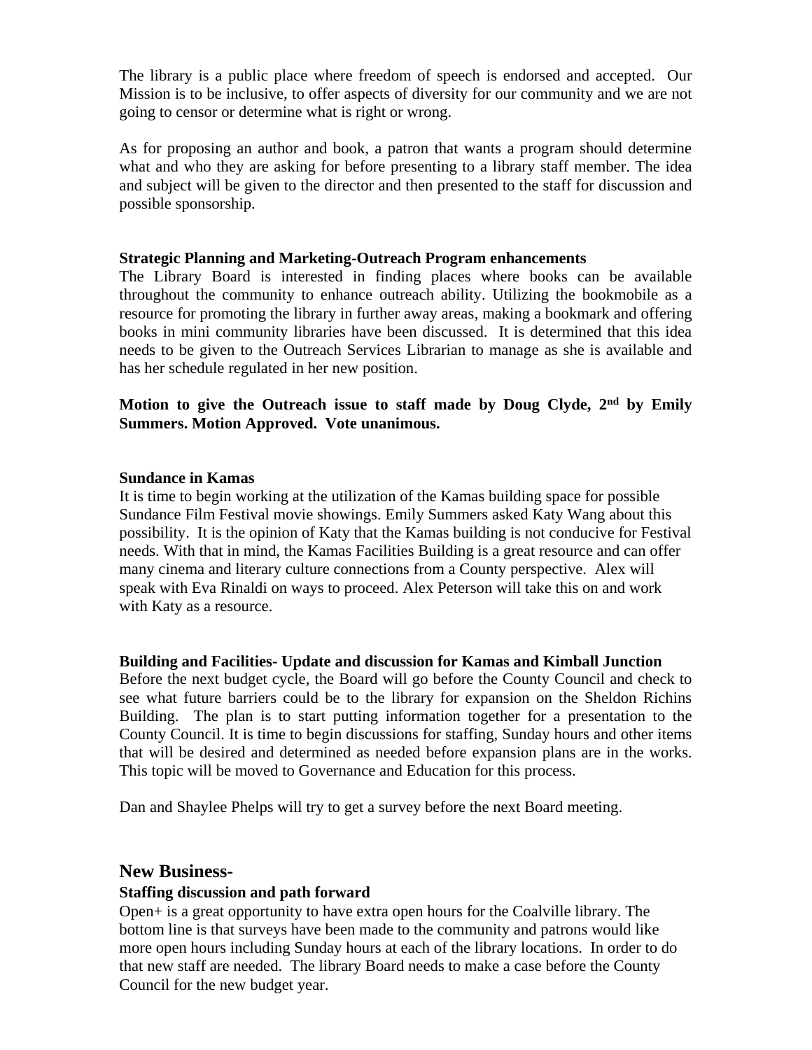The library is a public place where freedom of speech is endorsed and accepted. Our Mission is to be inclusive, to offer aspects of diversity for our community and we are not going to censor or determine what is right or wrong.

As for proposing an author and book, a patron that wants a program should determine what and who they are asking for before presenting to a library staff member. The idea and subject will be given to the director and then presented to the staff for discussion and possible sponsorship.

**Strategic Planning and Marketing-Outreach Program enhancements**

The Library Board is interested in finding places where books can be available throughout the community to enhance outreach ability. Utilizing the bookmobile as a resource for promoting the library in further away areas, making a bookmark and offering books in mini community libraries have been discussed. It is determined that this idea needs to be given to the Outreach Services Librarian to manage as she is available and has her schedule regulated in her new position.

**Motion to give the Outreach issue to staff made by Doug Clyde, 2nd by Emily Summers. Motion Approved. Vote unanimous.**

**Sundance in Kamas**

It is time to begin working at the utilization of the Kamas building space for possible Sundance Film Festival movie showings. Emily Summers asked Katy Wang about this possibility. It is the opinion of Katy that the Kamas building is not conducive for Festival needs. With that in mind, the Kamas Facilities Building is a great resource and can offer many cinema and literary culture connections from a County perspective. Alex will speak with Eva Rinaldi on ways to proceed. Alex Peterson will take this on and work with Katy as a resource.

**Building and Facilities- Update and discussion for Kamas and Kimball Junction**

Before the next budget cycle, the Board will go before the County Council and check to see what future barriers could be to the library for expansion on the Sheldon Richins Building. The plan is to start putting information together for a presentation to the County Council. It is time to begin discussions for staffing, Sunday hours and other items that will be desired and determined as needed before expansion plans are in the works. This topic will be moved to Governance and Education for this process.

Dan and Shaylee Phelps will try to get a survey before the next Board meeting.

## New Business-

**Staffing discussion and path forward**

Open+ is a great opportunity to have extra open hours for the Coalville library. The bottom line is that surveys have been made to the community and patrons would like more open hours including Sunday hours at each of the library locations. In order to do that new staff are needed. The library Board needs to make a case before the County Council for the new budget year.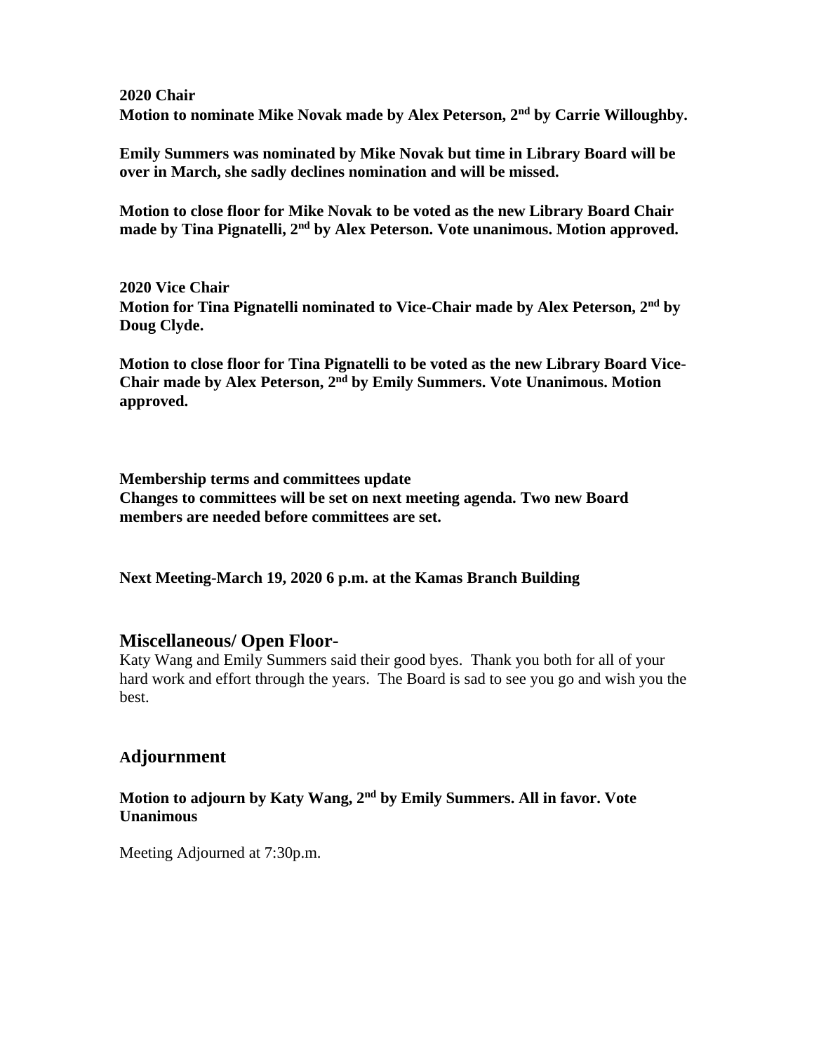**2020 Chair**
**Motion to nominate Mike Novak made by Alex Peterson, 2nd by Carrie Willoughby.**

**Emily Summers was nominated by Mike Novak but time in Library Board will be over in March, she sadly declines nomination and will be missed.**

**Motion to close floor for Mike Novak to be voted as the new Library Board Chair made by Tina Pignatelli, 2nd by Alex Peterson. Vote unanimous. Motion approved.**

**2020 Vice Chair**
**Motion for Tina Pignatelli nominated to Vice-Chair made by Alex Peterson, 2nd by Doug Clyde.**

**Motion to close floor for Tina Pignatelli to be voted as the new Library Board Vice-Chair made by Alex Peterson, 2nd by Emily Summers. Vote Unanimous. Motion approved.**

**Membership terms and committees update**
**Changes to committees will be set on next meeting agenda. Two new Board members are needed before committees are set.**

**Next Meeting-March 19, 2020 6 p.m. at the Kamas Branch Building**

## Miscellaneous/ Open Floor-

Katy Wang and Emily Summers said their good byes. Thank you both for all of your hard work and effort through the years. The Board is sad to see you go and wish you the best.

## Adjournment

**Motion to adjourn by Katy Wang, 2nd by Emily Summers. All in favor. Vote Unanimous**

Meeting Adjourned at 7:30p.m.